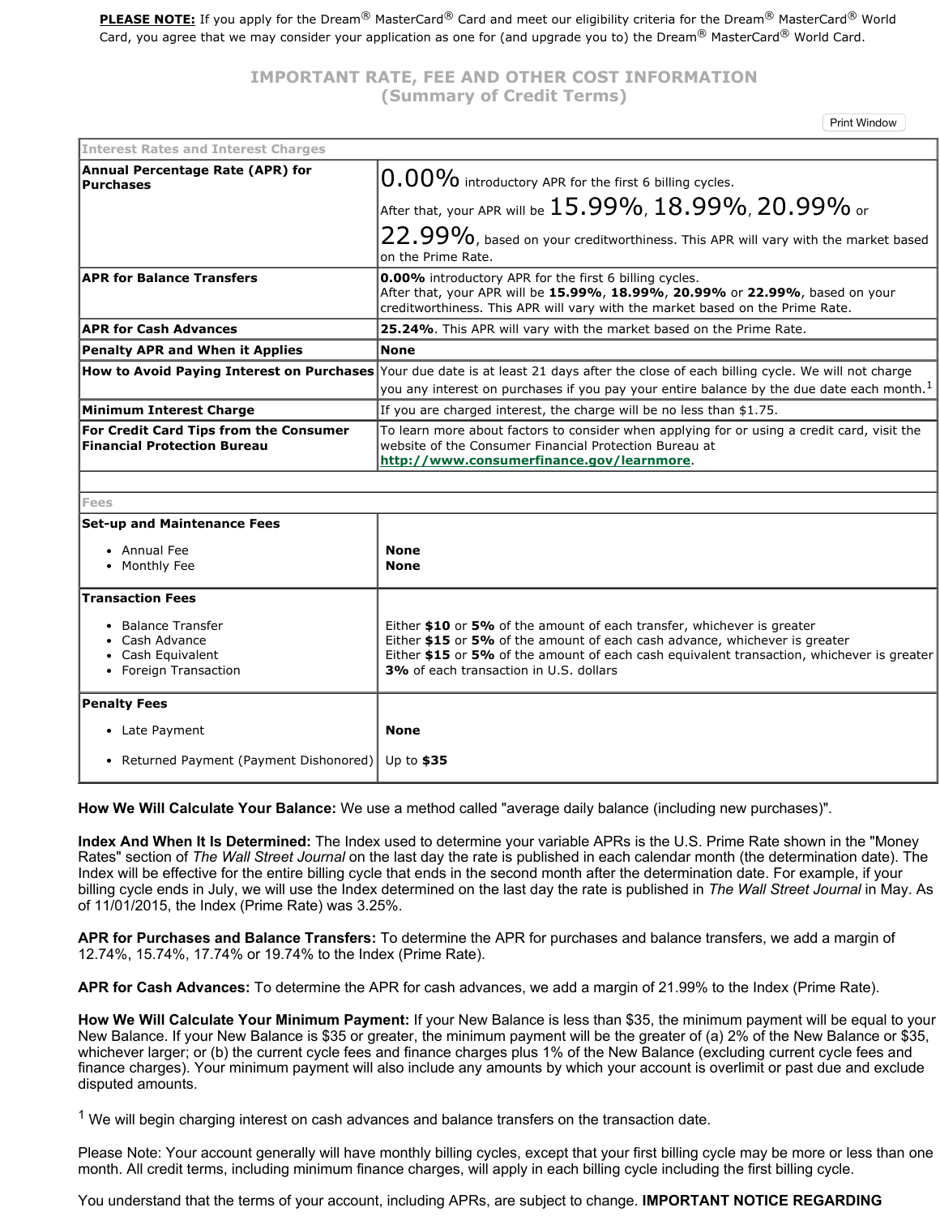**PLEASE NOTE:** If you apply for the Dream® MasterCard® Card and meet our eligibility criteria for the Dream® MasterCard® World Card, you agree that we may consider your application as one for (and upgrade you to) the Dream® MasterCard® World Card.

## IMPORTANT RATE, FEE AND OTHER COST INFORMATION
## (Summary of Credit Terms)

| Interest Rates and Interest Charges | |
|---|---|
| **Annual Percentage Rate (APR) for Purchases** | 0.00% introductory APR for the first 6 billing cycles. After that, your APR will be 15.99%, 18.99%, 20.99% or 22.99%, based on your creditworthiness. This APR will vary with the market based on the Prime Rate. |
| **APR for Balance Transfers** | **0.00%** introductory APR for the first 6 billing cycles. After that, your APR will be **15.99%**, **18.99%**, **20.99%** or **22.99%**, based on your creditworthiness. This APR will vary with the market based on the Prime Rate. |
| **APR for Cash Advances** | **25.24%**. This APR will vary with the market based on the Prime Rate. |
| **Penalty APR and When it Applies** | **None** |
| **How to Avoid Paying Interest on Purchases** | Your due date is at least 21 days after the close of each billing cycle. We will not charge you any interest on purchases if you pay your entire balance by the due date each month.[1] |
| **Minimum Interest Charge** | If you are charged interest, the charge will be no less than $1.75. |
| **For Credit Card Tips from the Consumer Financial Protection Bureau** | To learn more about factors to consider when applying for or using a credit card, visit the website of the Consumer Financial Protection Bureau at **http://www.consumerfinance.gov/learnmore**. |
| | |
| **Fees** | |
| **Set-up and Maintenance Fees** | |
| • Annual Fee | **None** |
| • Monthly Fee | **None** |
| **Transaction Fees** | |
| • Balance Transfer | Either **$10** or **5%** of the amount of each transfer, whichever is greater |
| • Cash Advance | Either **$15** or **5%** of the amount of each cash advance, whichever is greater |
| • Cash Equivalent | Either **$15** or **5%** of the amount of each cash equivalent transaction, whichever is greater |
| • Foreign Transaction | **3%** of each transaction in U.S. dollars |
| **Penalty Fees** | |
| • Late Payment | **None** |
| • Returned Payment (Payment Dishonored) | Up to **$35** |

**How We Will Calculate Your Balance:** We use a method called "average daily balance (including new purchases)".

**Index And When It Is Determined:** The Index used to determine your variable APRs is the U.S. Prime Rate shown in the "Money Rates" section of *The Wall Street Journal* on the last day the rate is published in each calendar month (the determination date). The Index will be effective for the entire billing cycle that ends in the second month after the determination date. For example, if your billing cycle ends in July, we will use the Index determined on the last day the rate is published in *The Wall Street Journal* in May. As of 11/01/2015, the Index (Prime Rate) was 3.25%.

**APR for Purchases and Balance Transfers:** To determine the APR for purchases and balance transfers, we add a margin of 12.74%, 15.74%, 17.74% or 19.74% to the Index (Prime Rate).

**APR for Cash Advances:** To determine the APR for cash advances, we add a margin of 21.99% to the Index (Prime Rate).

**How We Will Calculate Your Minimum Payment:** If your New Balance is less than $35, the minimum payment will be equal to your New Balance. If your New Balance is $35 or greater, the minimum payment will be the greater of (a) 2% of the New Balance or $35, whichever larger; or (b) the current cycle fees and finance charges plus 1% of the New Balance (excluding current cycle fees and finance charges). Your minimum payment will also include any amounts by which your account is overlimit or past due and exclude disputed amounts.

[1] We will begin charging interest on cash advances and balance transfers on the transaction date.

Please Note: Your account generally will have monthly billing cycles, except that your first billing cycle may be more or less than one month. All credit terms, including minimum finance charges, will apply in each billing cycle including the first billing cycle.

You understand that the terms of your account, including APRs, are subject to change. **IMPORTANT NOTICE REGARDING**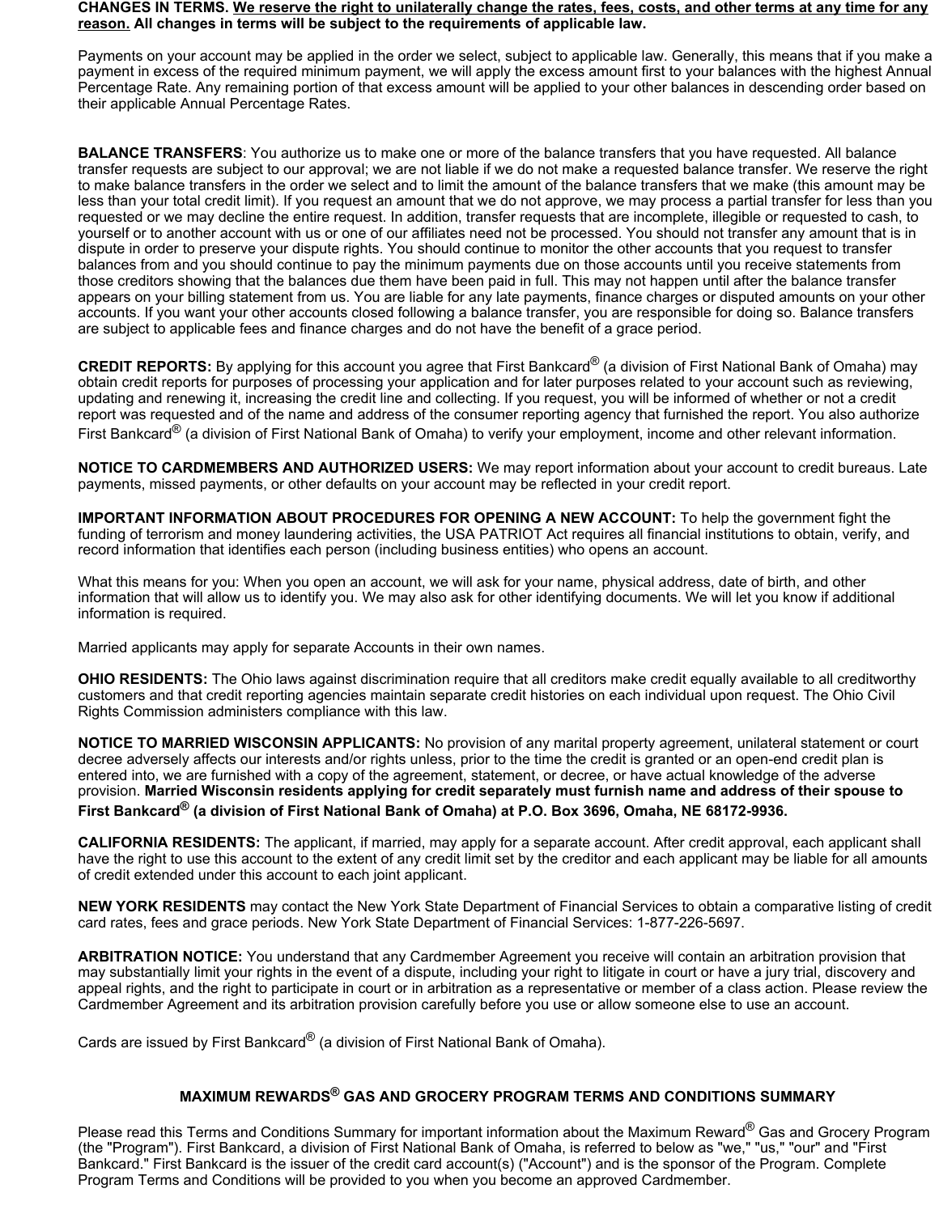**CHANGES IN TERMS.** **We reserve the right to unilaterally change the rates, fees, costs, and other terms at any time for any reason.** **All changes in terms will be subject to the requirements of applicable law.**

Payments on your account may be applied in the order we select, subject to applicable law. Generally, this means that if you make a payment in excess of the required minimum payment, we will apply the excess amount first to your balances with the highest Annual Percentage Rate. Any remaining portion of that excess amount will be applied to your other balances in descending order based on their applicable Annual Percentage Rates.

**BALANCE TRANSFERS**: You authorize us to make one or more of the balance transfers that you have requested. All balance transfer requests are subject to our approval; we are not liable if we do not make a requested balance transfer. We reserve the right to make balance transfers in the order we select and to limit the amount of the balance transfers that we make (this amount may be less than your total credit limit). If you request an amount that we do not approve, we may process a partial transfer for less than you requested or we may decline the entire request. In addition, transfer requests that are incomplete, illegible or requested to cash, to yourself or to another account with us or one of our affiliates need not be processed. You should not transfer any amount that is in dispute in order to preserve your dispute rights. You should continue to monitor the other accounts that you request to transfer balances from and you should continue to pay the minimum payments due on those accounts until you receive statements from those creditors showing that the balances due them have been paid in full. This may not happen until after the balance transfer appears on your billing statement from us. You are liable for any late payments, finance charges or disputed amounts on your other accounts. If you want your other accounts closed following a balance transfer, you are responsible for doing so. Balance transfers are subject to applicable fees and finance charges and do not have the benefit of a grace period.

**CREDIT REPORTS:** By applying for this account you agree that First Bankcard® (a division of First National Bank of Omaha) may obtain credit reports for purposes of processing your application and for later purposes related to your account such as reviewing, updating and renewing it, increasing the credit line and collecting. If you request, you will be informed of whether or not a credit report was requested and of the name and address of the consumer reporting agency that furnished the report. You also authorize First Bankcard® (a division of First National Bank of Omaha) to verify your employment, income and other relevant information.

**NOTICE TO CARDMEMBERS AND AUTHORIZED USERS:** We may report information about your account to credit bureaus. Late payments, missed payments, or other defaults on your account may be reflected in your credit report.

**IMPORTANT INFORMATION ABOUT PROCEDURES FOR OPENING A NEW ACCOUNT:** To help the government fight the funding of terrorism and money laundering activities, the USA PATRIOT Act requires all financial institutions to obtain, verify, and record information that identifies each person (including business entities) who opens an account.

What this means for you: When you open an account, we will ask for your name, physical address, date of birth, and other information that will allow us to identify you. We may also ask for other identifying documents. We will let you know if additional information is required.

Married applicants may apply for separate Accounts in their own names.

**OHIO RESIDENTS:** The Ohio laws against discrimination require that all creditors make credit equally available to all creditworthy customers and that credit reporting agencies maintain separate credit histories on each individual upon request. The Ohio Civil Rights Commission administers compliance with this law.

**NOTICE TO MARRIED WISCONSIN APPLICANTS:** No provision of any marital property agreement, unilateral statement or court decree adversely affects our interests and/or rights unless, prior to the time the credit is granted or an open-end credit plan is entered into, we are furnished with a copy of the agreement, statement, or decree, or have actual knowledge of the adverse provision. **Married Wisconsin residents applying for credit separately must furnish name and address of their spouse to First Bankcard® (a division of First National Bank of Omaha) at P.O. Box 3696, Omaha, NE 68172-9936.**

**CALIFORNIA RESIDENTS:** The applicant, if married, may apply for a separate account. After credit approval, each applicant shall have the right to use this account to the extent of any credit limit set by the creditor and each applicant may be liable for all amounts of credit extended under this account to each joint applicant.

**NEW YORK RESIDENTS** may contact the New York State Department of Financial Services to obtain a comparative listing of credit card rates, fees and grace periods. New York State Department of Financial Services: 1-877-226-5697.

**ARBITRATION NOTICE:** You understand that any Cardmember Agreement you receive will contain an arbitration provision that may substantially limit your rights in the event of a dispute, including your right to litigate in court or have a jury trial, discovery and appeal rights, and the right to participate in court or in arbitration as a representative or member of a class action. Please review the Cardmember Agreement and its arbitration provision carefully before you use or allow someone else to use an account.

Cards are issued by First Bankcard® (a division of First National Bank of Omaha).

## MAXIMUM REWARDS® GAS AND GROCERY PROGRAM TERMS AND CONDITIONS SUMMARY

Please read this Terms and Conditions Summary for important information about the Maximum Reward® Gas and Grocery Program (the "Program"). First Bankcard, a division of First National Bank of Omaha, is referred to below as "we," "us," "our" and "First Bankcard." First Bankcard is the issuer of the credit card account(s) ("Account") and is the sponsor of the Program. Complete Program Terms and Conditions will be provided to you when you become an approved Cardmember.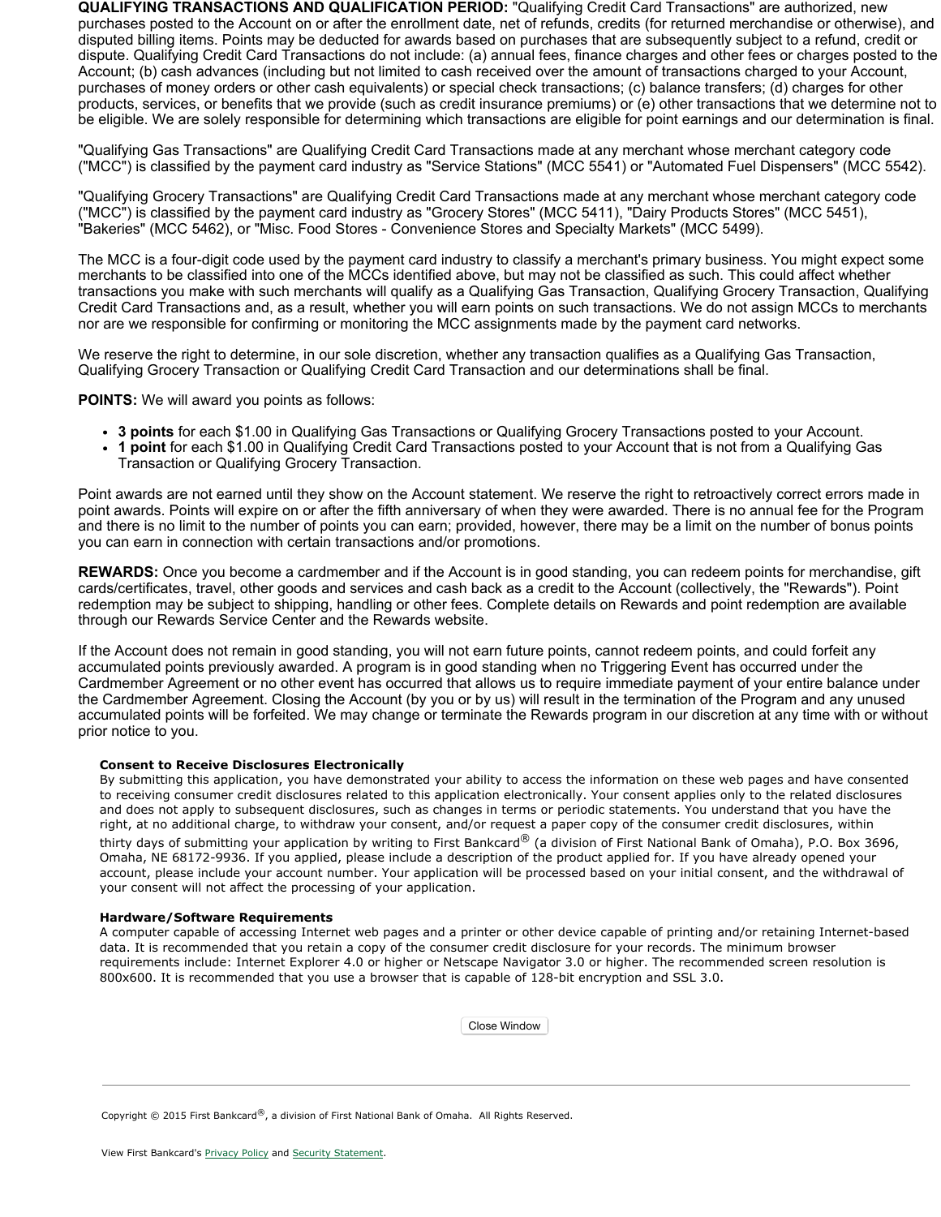**QUALIFYING TRANSACTIONS AND QUALIFICATION PERIOD:** "Qualifying Credit Card Transactions" are authorized, new purchases posted to the Account on or after the enrollment date, net of refunds, credits (for returned merchandise or otherwise), and disputed billing items. Points may be deducted for awards based on purchases that are subsequently subject to a refund, credit or dispute. Qualifying Credit Card Transactions do not include: (a) annual fees, finance charges and other fees or charges posted to the Account; (b) cash advances (including but not limited to cash received over the amount of transactions charged to your Account, purchases of money orders or other cash equivalents) or special check transactions; (c) balance transfers; (d) charges for other products, services, or benefits that we provide (such as credit insurance premiums) or (e) other transactions that we determine not to be eligible. We are solely responsible for determining which transactions are eligible for point earnings and our determination is final.

"Qualifying Gas Transactions" are Qualifying Credit Card Transactions made at any merchant whose merchant category code ("MCC") is classified by the payment card industry as "Service Stations" (MCC 5541) or "Automated Fuel Dispensers" (MCC 5542).

"Qualifying Grocery Transactions" are Qualifying Credit Card Transactions made at any merchant whose merchant category code ("MCC") is classified by the payment card industry as "Grocery Stores" (MCC 5411), "Dairy Products Stores" (MCC 5451), "Bakeries" (MCC 5462), or "Misc. Food Stores - Convenience Stores and Specialty Markets" (MCC 5499).

The MCC is a four-digit code used by the payment card industry to classify a merchant's primary business. You might expect some merchants to be classified into one of the MCCs identified above, but may not be classified as such. This could affect whether transactions you make with such merchants will qualify as a Qualifying Gas Transaction, Qualifying Grocery Transaction, Qualifying Credit Card Transactions and, as a result, whether you will earn points on such transactions. We do not assign MCCs to merchants nor are we responsible for confirming or monitoring the MCC assignments made by the payment card networks.

We reserve the right to determine, in our sole discretion, whether any transaction qualifies as a Qualifying Gas Transaction, Qualifying Grocery Transaction or Qualifying Credit Card Transaction and our determinations shall be final.

**POINTS:** We will award you points as follows:

- **3 points** for each $1.00 in Qualifying Gas Transactions or Qualifying Grocery Transactions posted to your Account.
- **1 point** for each $1.00 in Qualifying Credit Card Transactions posted to your Account that is not from a Qualifying Gas Transaction or Qualifying Grocery Transaction.

Point awards are not earned until they show on the Account statement. We reserve the right to retroactively correct errors made in point awards. Points will expire on or after the fifth anniversary of when they were awarded. There is no annual fee for the Program and there is no limit to the number of points you can earn; provided, however, there may be a limit on the number of bonus points you can earn in connection with certain transactions and/or promotions.

**REWARDS:** Once you become a cardmember and if the Account is in good standing, you can redeem points for merchandise, gift cards/certificates, travel, other goods and services and cash back as a credit to the Account (collectively, the "Rewards"). Point redemption may be subject to shipping, handling or other fees. Complete details on Rewards and point redemption are available through our Rewards Service Center and the Rewards website.

If the Account does not remain in good standing, you will not earn future points, cannot redeem points, and could forfeit any accumulated points previously awarded. A program is in good standing when no Triggering Event has occurred under the Cardmember Agreement or no other event has occurred that allows us to require immediate payment of your entire balance under the Cardmember Agreement. Closing the Account (by you or by us) will result in the termination of the Program and any unused accumulated points will be forfeited. We may change or terminate the Rewards program in our discretion at any time with or without prior notice to you.

**Consent to Receive Disclosures Electronically**

By submitting this application, you have demonstrated your ability to access the information on these web pages and have consented to receiving consumer credit disclosures related to this application electronically. Your consent applies only to the related disclosures and does not apply to subsequent disclosures, such as changes in terms or periodic statements. You understand that you have the right, at no additional charge, to withdraw your consent, and/or request a paper copy of the consumer credit disclosures, within thirty days of submitting your application by writing to First Bankcard® (a division of First National Bank of Omaha), P.O. Box 3696, Omaha, NE 68172-9936. If you applied, please include a description of the product applied for. If you have already opened your account, please include your account number. Your application will be processed based on your initial consent, and the withdrawal of your consent will not affect the processing of your application.

**Hardware/Software Requirements**

A computer capable of accessing Internet web pages and a printer or other device capable of printing and/or retaining Internet-based data. It is recommended that you retain a copy of the consumer credit disclosure for your records. The minimum browser requirements include: Internet Explorer 4.0 or higher or Netscape Navigator 3.0 or higher. The recommended screen resolution is 800x600. It is recommended that you use a browser that is capable of 128-bit encryption and SSL 3.0.

Close Window

---

Copyright © 2015 First Bankcard®, a division of First National Bank of Omaha. All Rights Reserved.

View First Bankcard's Privacy Policy and Security Statement.